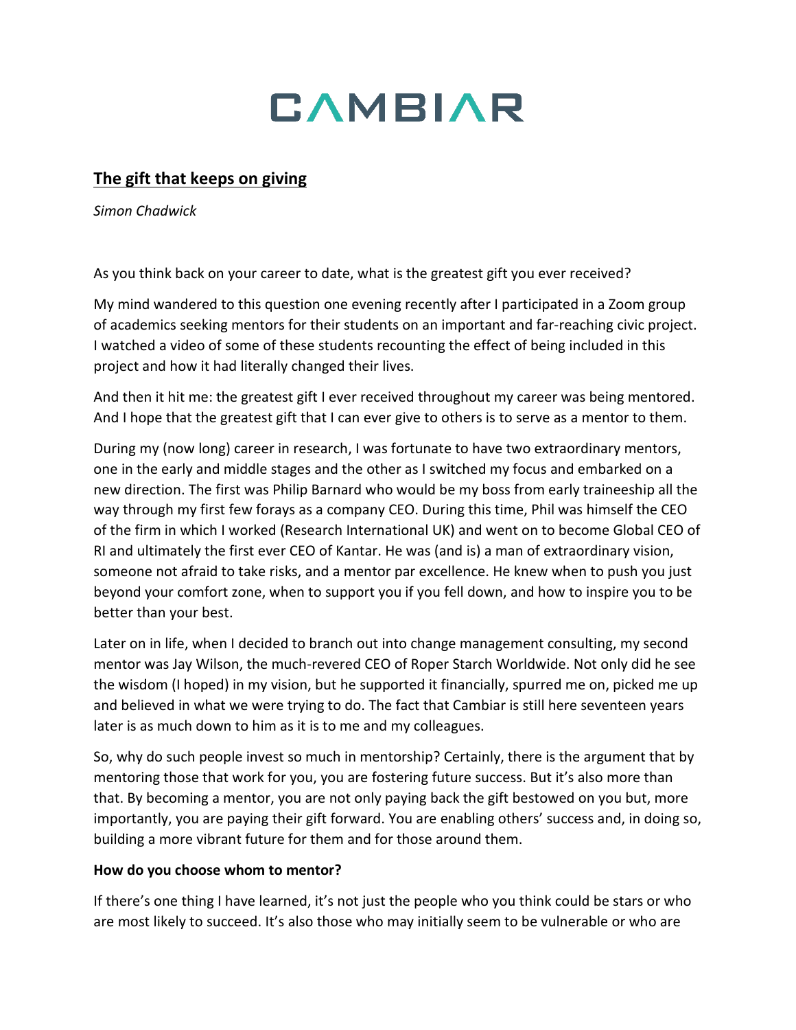# CAMBIAR

## The gift that keeps on giving

*Simon Chadwick*

As you think back on your career to date, what is the greatest gift you ever received?

My mind wandered to this question one evening recently after I participated in a Zoom group of academics seeking mentors for their students on an important and far-reaching civic project. I watched a video of some of these students recounting the effect of being included in this project and how it had literally changed their lives.

And then it hit me: the greatest gift I ever received throughout my career was being mentored. And I hope that the greatest gift that I can ever give to others is to serve as a mentor to them.

During my (now long) career in research, I was fortunate to have two extraordinary mentors, one in the early and middle stages and the other as I switched my focus and embarked on a new direction. The first was Philip Barnard who would be my boss from early traineeship all the way through my first few forays as a company CEO. During this time, Phil was himself the CEO of the firm in which I worked (Research International UK) and went on to become Global CEO of RI and ultimately the first ever CEO of Kantar. He was (and is) a man of extraordinary vision, someone not afraid to take risks, and a mentor par excellence. He knew when to push you just beyond your comfort zone, when to support you if you fell down, and how to inspire you to be better than your best.

Later on in life, when I decided to branch out into change management consulting, my second mentor was Jay Wilson, the much-revered CEO of Roper Starch Worldwide. Not only did he see the wisdom (I hoped) in my vision, but he supported it financially, spurred me on, picked me up and believed in what we were trying to do. The fact that Cambiar is still here seventeen years later is as much down to him as it is to me and my colleagues.

So, why do such people invest so much in mentorship? Certainly, there is the argument that by mentoring those that work for you, you are fostering future success. But it's also more than that. By becoming a mentor, you are not only paying back the gift bestowed on you but, more importantly, you are paying their gift forward. You are enabling others' success and, in doing so, building a more vibrant future for them and for those around them.

**How do you choose whom to mentor?**

If there's one thing I have learned, it's not just the people who you think could be stars or who are most likely to succeed. It's also those who may initially seem to be vulnerable or who are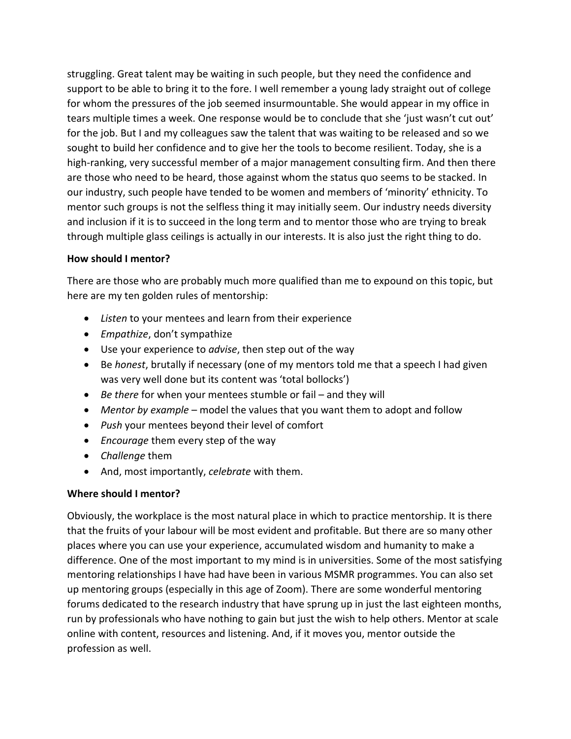struggling. Great talent may be waiting in such people, but they need the confidence and support to be able to bring it to the fore. I well remember a young lady straight out of college for whom the pressures of the job seemed insurmountable. She would appear in my office in tears multiple times a week. One response would be to conclude that she 'just wasn't cut out' for the job. But I and my colleagues saw the talent that was waiting to be released and so we sought to build her confidence and to give her the tools to become resilient. Today, she is a high-ranking, very successful member of a major management consulting firm. And then there are those who need to be heard, those against whom the status quo seems to be stacked. In our industry, such people have tended to be women and members of 'minority' ethnicity. To mentor such groups is not the selfless thing it may initially seem. Our industry needs diversity and inclusion if it is to succeed in the long term and to mentor those who are trying to break through multiple glass ceilings is actually in our interests. It is also just the right thing to do.

**How should I mentor?**

There are those who are probably much more qualified than me to expound on this topic, but here are my ten golden rules of mentorship:

- *Listen* to your mentees and learn from their experience
- *Empathize*, don't sympathize
- Use your experience to *advise*, then step out of the way
- Be *honest*, brutally if necessary (one of my mentors told me that a speech I had given was very well done but its content was 'total bollocks')
- *Be there* for when your mentees stumble or fail – and they will
- *Mentor by example* – model the values that you want them to adopt and follow
- *Push* your mentees beyond their level of comfort
- *Encourage* them every step of the way
- *Challenge* them
- And, most importantly, *celebrate* with them.

**Where should I mentor?**

Obviously, the workplace is the most natural place in which to practice mentorship. It is there that the fruits of your labour will be most evident and profitable. But there are so many other places where you can use your experience, accumulated wisdom and humanity to make a difference. One of the most important to my mind is in universities. Some of the most satisfying mentoring relationships I have had have been in various MSMR programmes. You can also set up mentoring groups (especially in this age of Zoom). There are some wonderful mentoring forums dedicated to the research industry that have sprung up in just the last eighteen months, run by professionals who have nothing to gain but just the wish to help others. Mentor at scale online with content, resources and listening. And, if it moves you, mentor outside the profession as well.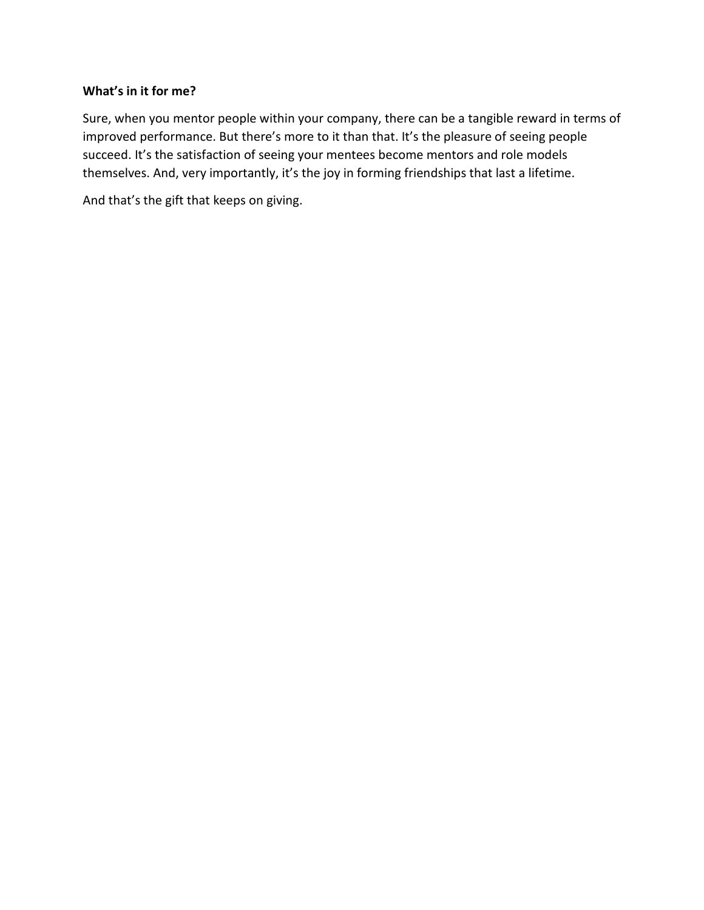**What's in it for me?**

Sure, when you mentor people within your company, there can be a tangible reward in terms of improved performance. But there's more to it than that. It's the pleasure of seeing people succeed. It's the satisfaction of seeing your mentees become mentors and role models themselves. And, very importantly, it's the joy in forming friendships that last a lifetime.

And that's the gift that keeps on giving.